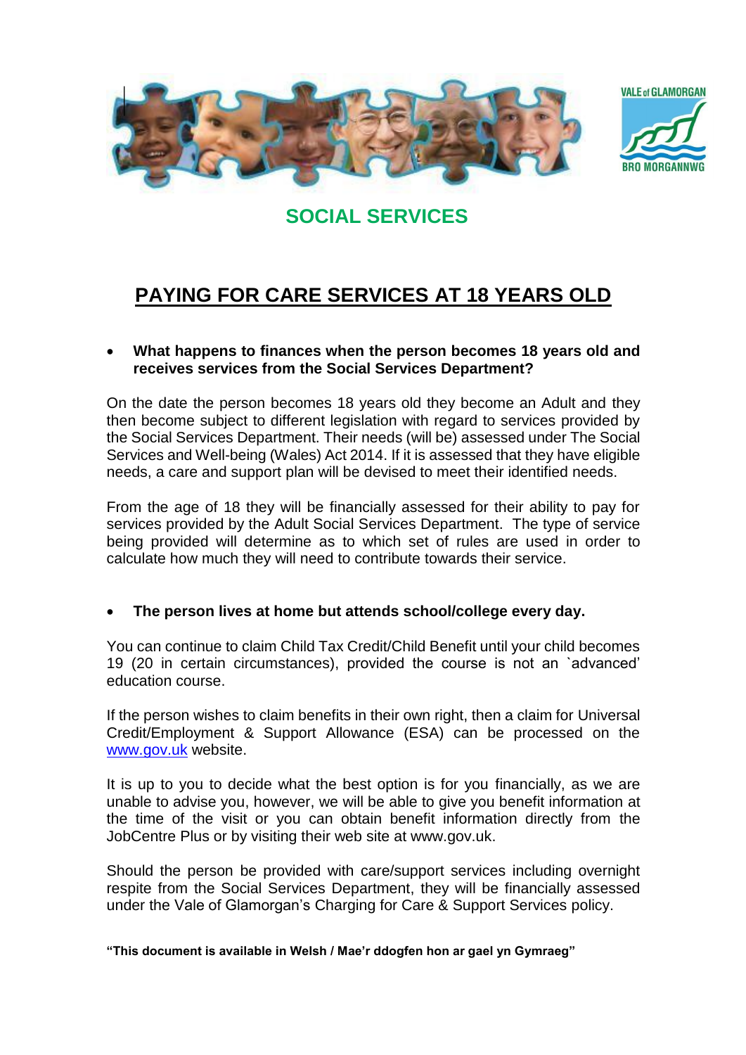VALE of GLAMORGAN
BRO MORGANNWG

## SOCIAL SERVICES

# PAYING FOR CARE SERVICES AT 18 YEARS OLD

- **What happens to finances when the person becomes 18 years old and receives services from the Social Services Department?**

On the date the person becomes 18 years old they become an Adult and they then become subject to different legislation with regard to services provided by the Social Services Department. Their needs (will be) assessed under The Social Services and Well-being (Wales) Act 2014. If it is assessed that they have eligible needs, a care and support plan will be devised to meet their identified needs.

From the age of 18 they will be financially assessed for their ability to pay for services provided by the Adult Social Services Department. The type of service being provided will determine as to which set of rules are used in order to calculate how much they will need to contribute towards their service.

- **The person lives at home but attends school/college every day.**

You can continue to claim Child Tax Credit/Child Benefit until your child becomes 19 (20 in certain circumstances), provided the course is not an `advanced' education course.

If the person wishes to claim benefits in their own right, then a claim for Universal Credit/Employment & Support Allowance (ESA) can be processed on the [www.gov.uk](http://www.gov.uk) website.

It is up to you to decide what the best option is for you financially, as we are unable to advise you, however, we will be able to give you benefit information at the time of the visit or you can obtain benefit information directly from the JobCentre Plus or by visiting their web site at www.gov.uk.

Should the person be provided with care/support services including overnight respite from the Social Services Department, they will be financially assessed under the Vale of Glamorgan's Charging for Care & Support Services policy.

**"This document is available in Welsh / Mae'r ddogfen hon ar gael yn Gymraeg"**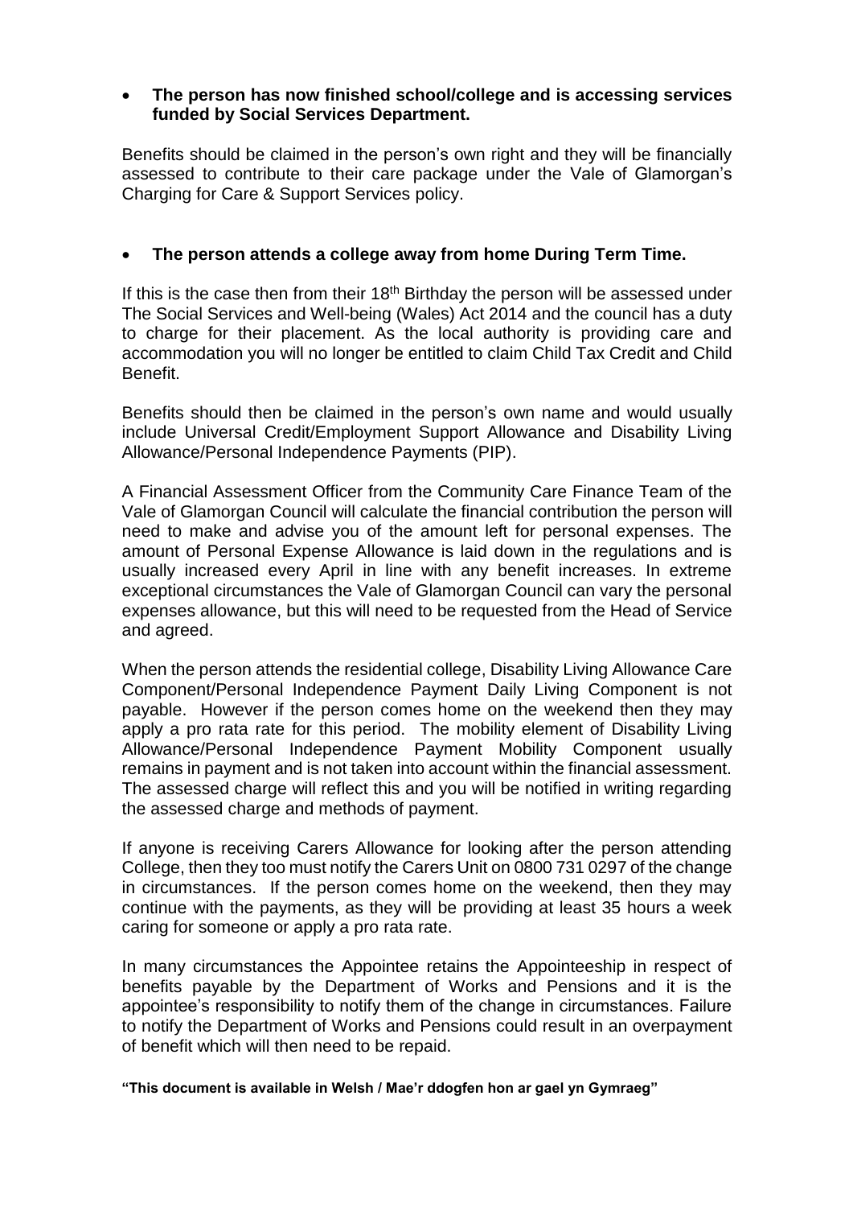- **The person has now finished school/college and is accessing services funded by Social Services Department.**

Benefits should be claimed in the person's own right and they will be financially assessed to contribute to their care package under the Vale of Glamorgan's Charging for Care & Support Services policy.

- **The person attends a college away from home During Term Time.**

If this is the case then from their 18th Birthday the person will be assessed under The Social Services and Well-being (Wales) Act 2014 and the council has a duty to charge for their placement. As the local authority is providing care and accommodation you will no longer be entitled to claim Child Tax Credit and Child Benefit.

Benefits should then be claimed in the person's own name and would usually include Universal Credit/Employment Support Allowance and Disability Living Allowance/Personal Independence Payments (PIP).

A Financial Assessment Officer from the Community Care Finance Team of the Vale of Glamorgan Council will calculate the financial contribution the person will need to make and advise you of the amount left for personal expenses. The amount of Personal Expense Allowance is laid down in the regulations and is usually increased every April in line with any benefit increases. In extreme exceptional circumstances the Vale of Glamorgan Council can vary the personal expenses allowance, but this will need to be requested from the Head of Service and agreed.

When the person attends the residential college, Disability Living Allowance Care Component/Personal Independence Payment Daily Living Component is not payable. However if the person comes home on the weekend then they may apply a pro rata rate for this period. The mobility element of Disability Living Allowance/Personal Independence Payment Mobility Component usually remains in payment and is not taken into account within the financial assessment. The assessed charge will reflect this and you will be notified in writing regarding the assessed charge and methods of payment.

If anyone is receiving Carers Allowance for looking after the person attending College, then they too must notify the Carers Unit on 0800 731 0297 of the change in circumstances. If the person comes home on the weekend, then they may continue with the payments, as they will be providing at least 35 hours a week caring for someone or apply a pro rata rate.

In many circumstances the Appointee retains the Appointeeship in respect of benefits payable by the Department of Works and Pensions and it is the appointee's responsibility to notify them of the change in circumstances. Failure to notify the Department of Works and Pensions could result in an overpayment of benefit which will then need to be repaid.

**"This document is available in Welsh / Mae'r ddogfen hon ar gael yn Gymraeg"**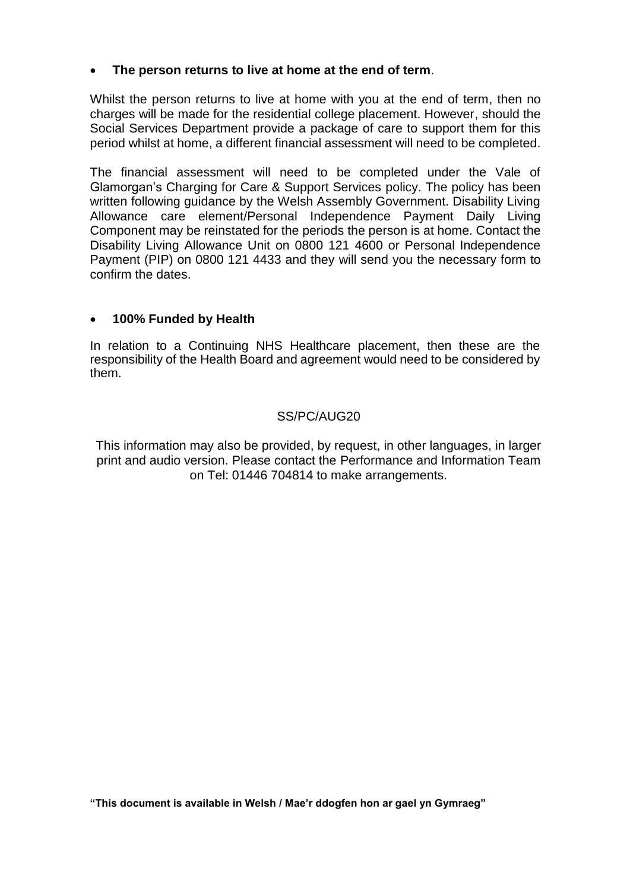- **The person returns to live at home at the end of term**.

Whilst the person returns to live at home with you at the end of term, then no charges will be made for the residential college placement. However, should the Social Services Department provide a package of care to support them for this period whilst at home, a different financial assessment will need to be completed.

The financial assessment will need to be completed under the Vale of Glamorgan's Charging for Care & Support Services policy. The policy has been written following guidance by the Welsh Assembly Government. Disability Living Allowance care element/Personal Independence Payment Daily Living Component may be reinstated for the periods the person is at home. Contact the Disability Living Allowance Unit on 0800 121 4600 or Personal Independence Payment (PIP) on 0800 121 4433 and they will send you the necessary form to confirm the dates.

- **100% Funded by Health**

In relation to a Continuing NHS Healthcare placement, then these are the responsibility of the Health Board and agreement would need to be considered by them.

SS/PC/AUG20

This information may also be provided, by request, in other languages, in larger print and audio version. Please contact the Performance and Information Team on Tel: 01446 704814 to make arrangements.

**"This document is available in Welsh / Mae'r ddogfen hon ar gael yn Gymraeg"**